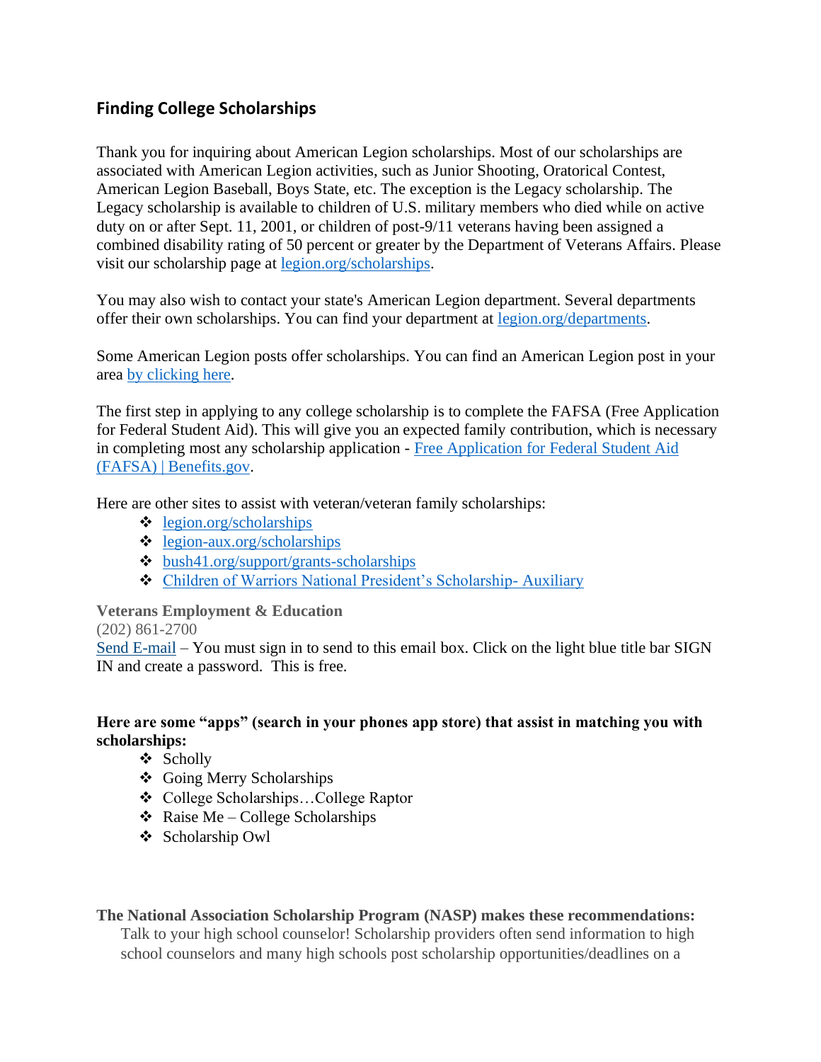## Finding College Scholarships

Thank you for inquiring about American Legion scholarships. Most of our scholarships are associated with American Legion activities, such as Junior Shooting, Oratorical Contest, American Legion Baseball, Boys State, etc. The exception is the Legacy scholarship. The Legacy scholarship is available to children of U.S. military members who died while on active duty on or after Sept. 11, 2001, or children of post-9/11 veterans having been assigned a combined disability rating of 50 percent or greater by the Department of Veterans Affairs. Please visit our scholarship page at legion.org/scholarships.

You may also wish to contact your state's American Legion department. Several departments offer their own scholarships. You can find your department at legion.org/departments.

Some American Legion posts offer scholarships. You can find an American Legion post in your area by clicking here.

The first step in applying to any college scholarship is to complete the FAFSA (Free Application for Federal Student Aid). This will give you an expected family contribution, which is necessary in completing most any scholarship application - Free Application for Federal Student Aid (FAFSA) | Benefits.gov.

Here are other sites to assist with veteran/veteran family scholarships:

- legion.org/scholarships
- legion-aux.org/scholarships
- bush41.org/support/grants-scholarships
- Children of Warriors National President's Scholarship- Auxiliary

**Veterans Employment & Education**
(202) 861-2700
Send E-mail – You must sign in to send to this email box. Click on the light blue title bar SIGN IN and create a password. This is free.

**Here are some "apps" (search in your phones app store) that assist in matching you with scholarships:**

- Scholly
- Going Merry Scholarships
- College Scholarships…College Raptor
- Raise Me – College Scholarships
- Scholarship Owl

**The National Association Scholarship Program (NASP) makes these recommendations:**

Talk to your high school counselor! Scholarship providers often send information to high school counselors and many high schools post scholarship opportunities/deadlines on a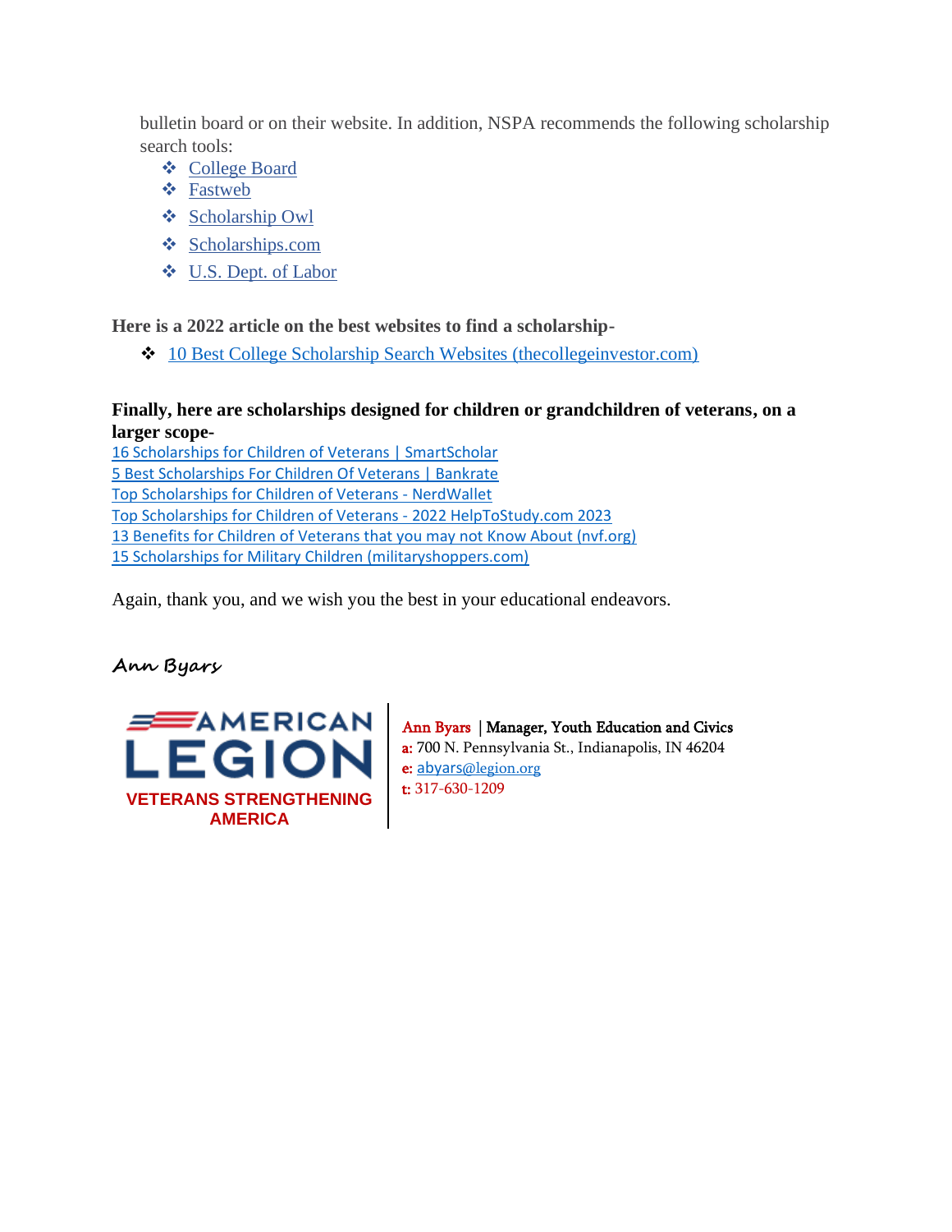bulletin board or on their website. In addition, NSPA recommends the following scholarship search tools:

- College Board
- Fastweb
- Scholarship Owl
- Scholarships.com
- U.S. Dept. of Labor

**Here is a 2022 article on the best websites to find a scholarship-**

- 10 Best College Scholarship Search Websites (thecollegeinvestor.com)

**Finally, here are scholarships designed for children or grandchildren of veterans, on a larger scope-**

16 Scholarships for Children of Veterans | SmartScholar
5 Best Scholarships For Children Of Veterans | Bankrate
Top Scholarships for Children of Veterans - NerdWallet
Top Scholarships for Children of Veterans - 2022 HelpToStudy.com 2023
13 Benefits for Children of Veterans that you may not Know About (nvf.org)
15 Scholarships for Military Children (militaryshoppers.com)

Again, thank you, and we wish you the best in your educational endeavors.

*Ann Byars*

AMERICAN LEGION
VETERANS STRENGTHENING AMERICA

Ann Byars | Manager, Youth Education and Civics
a: 700 N. Pennsylvania St., Indianapolis, IN 46204
e: abyars@legion.org
t: 317-630-1209